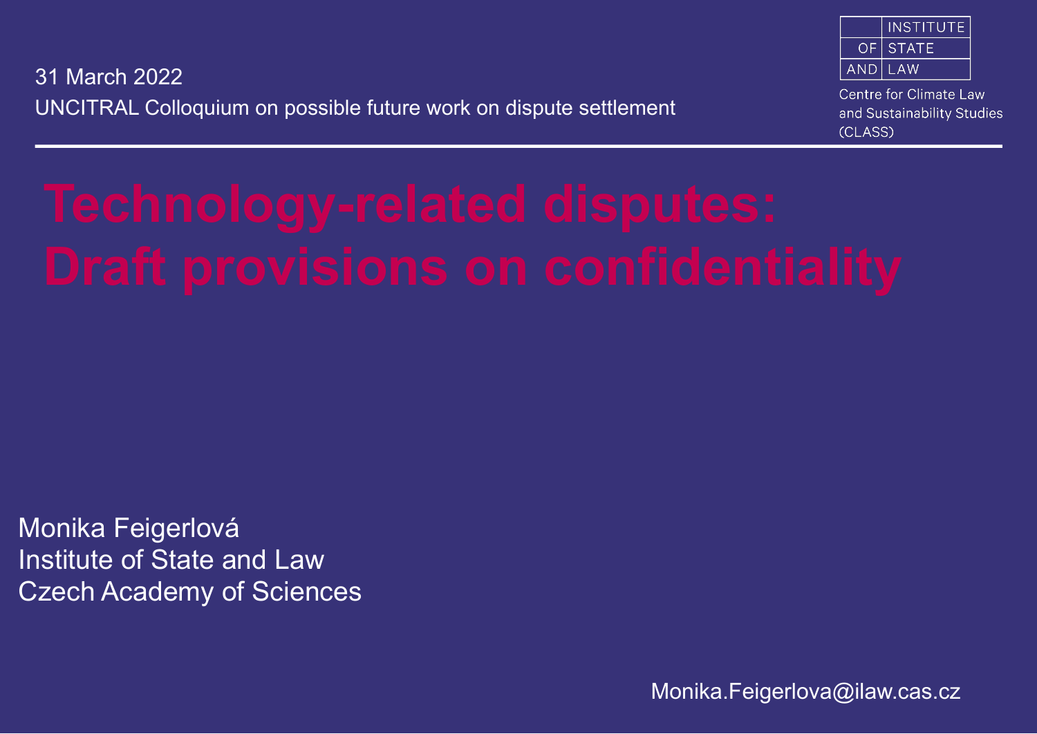31 March 2022

UNCITRAL Colloquium on possible future work on dispute settlement

INSTITUTE OF STATE AND LAW

Centre for Climate Law and Sustainability Studies (CLASS)

# Technology-related disputes: Draft provisions on confidentiality

Monika Feigerlová
Institute of State and Law
Czech Academy of Sciences

Monika.Feigerlova@ilaw.cas.cz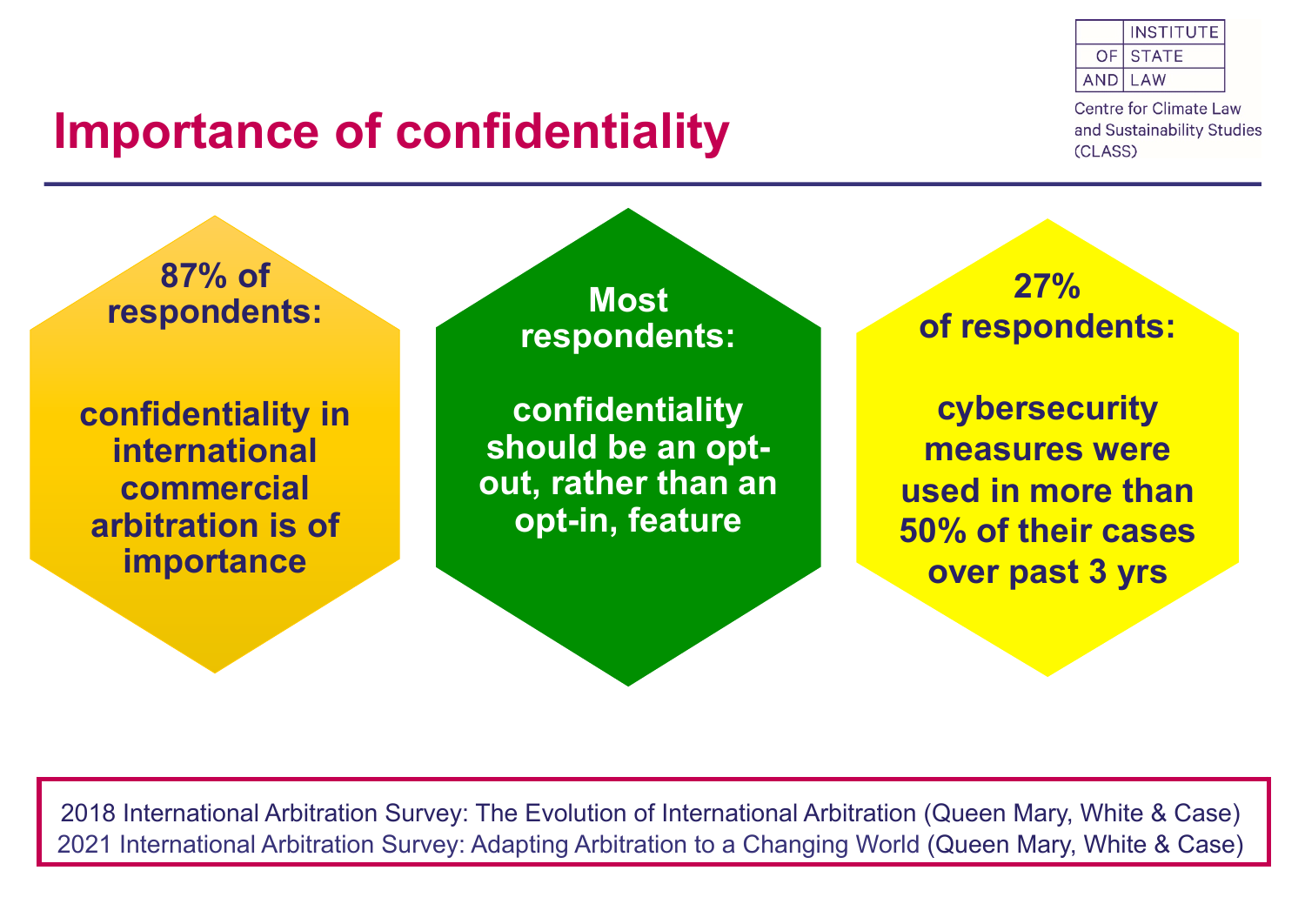# Importance of confidentiality

**87% of respondents:**

**confidentiality in international commercial arbitration is of importance**

**Most respondents:**

**confidentiality should be an opt-out, rather than an opt-in, feature**

**27% of respondents:**

**cybersecurity measures were used in more than 50% of their cases over past 3 yrs**

2018 International Arbitration Survey: The Evolution of International Arbitration (Queen Mary, White & Case)
2021 International Arbitration Survey: Adapting Arbitration to a Changing World (Queen Mary, White & Case)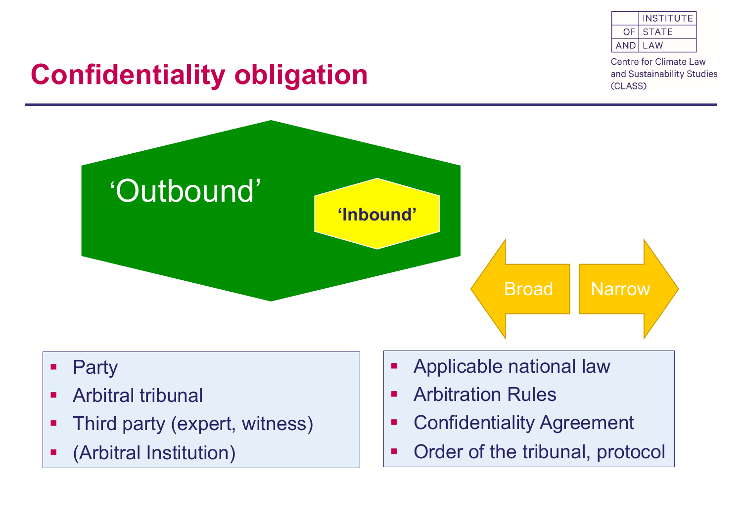# Confidentiality obligation

‘Outbound’

‘Inbound’

Broad

Narrow

- Party
- Arbitral tribunal
- Third party (expert, witness)
- (Arbitral Institution)

- Applicable national law
- Arbitration Rules
- Confidentiality Agreement
- Order of the tribunal, protocol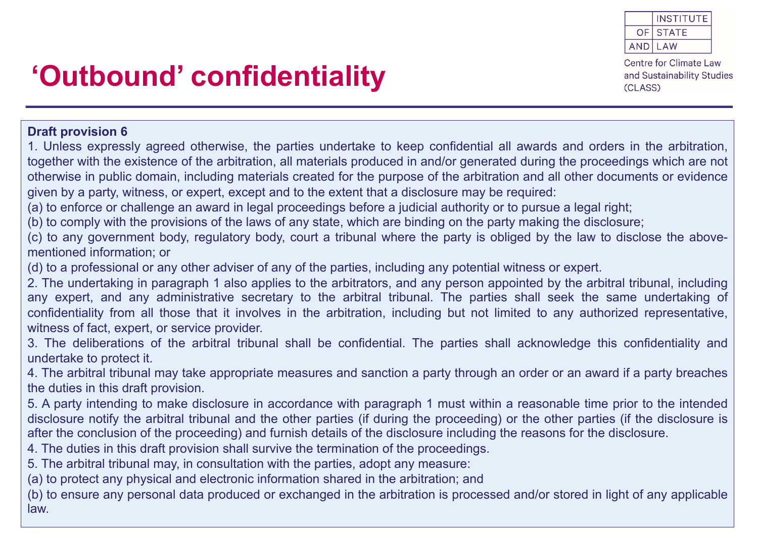# ‘Outbound’ confidentiality

**Draft provision 6**

1. Unless expressly agreed otherwise, the parties undertake to keep confidential all awards and orders in the arbitration, together with the existence of the arbitration, all materials produced in and/or generated during the proceedings which are not otherwise in public domain, including materials created for the purpose of the arbitration and all other documents or evidence given by a party, witness, or expert, except and to the extent that a disclosure may be required:

(a) to enforce or challenge an award in legal proceedings before a judicial authority or to pursue a legal right;

(b) to comply with the provisions of the laws of any state, which are binding on the party making the disclosure;

(c) to any government body, regulatory body, court a tribunal where the party is obliged by the law to disclose the above-mentioned information; or

(d) to a professional or any other adviser of any of the parties, including any potential witness or expert.

2. The undertaking in paragraph 1 also applies to the arbitrators, and any person appointed by the arbitral tribunal, including any expert, and any administrative secretary to the arbitral tribunal. The parties shall seek the same undertaking of confidentiality from all those that it involves in the arbitration, including but not limited to any authorized representative, witness of fact, expert, or service provider.

3. The deliberations of the arbitral tribunal shall be confidential. The parties shall acknowledge this confidentiality and undertake to protect it.

4. The arbitral tribunal may take appropriate measures and sanction a party through an order or an award if a party breaches the duties in this draft provision.

5. A party intending to make disclosure in accordance with paragraph 1 must within a reasonable time prior to the intended disclosure notify the arbitral tribunal and the other parties (if during the proceeding) or the other parties (if the disclosure is after the conclusion of the proceeding) and furnish details of the disclosure including the reasons for the disclosure.

4. The duties in this draft provision shall survive the termination of the proceedings.

5. The arbitral tribunal may, in consultation with the parties, adopt any measure:

(a) to protect any physical and electronic information shared in the arbitration; and

(b) to ensure any personal data produced or exchanged in the arbitration is processed and/or stored in light of any applicable law.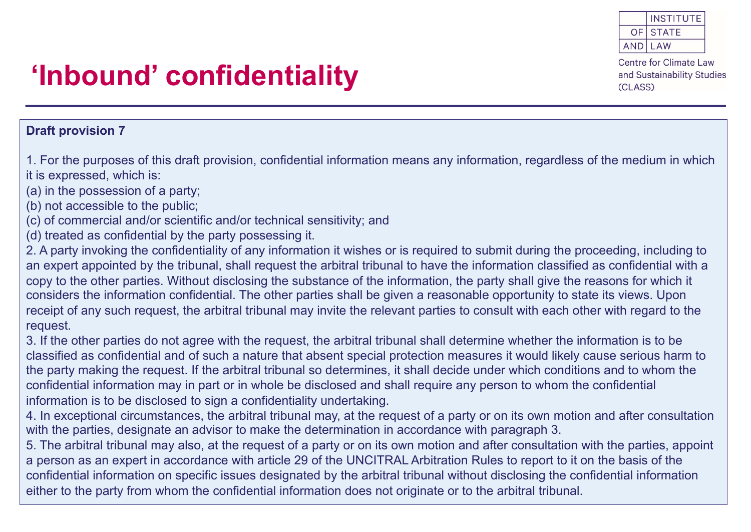# ‘Inbound’ confidentiality

INSTITUTE OF STATE AND LAW

Centre for Climate Law and Sustainability Studies (CLASS)

**Draft provision 7**

1. For the purposes of this draft provision, confidential information means any information, regardless of the medium in which it is expressed, which is:
(a) in the possession of a party;
(b) not accessible to the public;
(c) of commercial and/or scientific and/or technical sensitivity; and
(d) treated as confidential by the party possessing it.

2. A party invoking the confidentiality of any information it wishes or is required to submit during the proceeding, including to an expert appointed by the tribunal, shall request the arbitral tribunal to have the information classified as confidential with a copy to the other parties. Without disclosing the substance of the information, the party shall give the reasons for which it considers the information confidential. The other parties shall be given a reasonable opportunity to state its views. Upon receipt of any such request, the arbitral tribunal may invite the relevant parties to consult with each other with regard to the request.

3. If the other parties do not agree with the request, the arbitral tribunal shall determine whether the information is to be classified as confidential and of such a nature that absent special protection measures it would likely cause serious harm to the party making the request. If the arbitral tribunal so determines, it shall decide under which conditions and to whom the confidential information may in part or in whole be disclosed and shall require any person to whom the confidential information is to be disclosed to sign a confidentiality undertaking.

4. In exceptional circumstances, the arbitral tribunal may, at the request of a party or on its own motion and after consultation with the parties, designate an advisor to make the determination in accordance with paragraph 3.

5. The arbitral tribunal may also, at the request of a party or on its own motion and after consultation with the parties, appoint a person as an expert in accordance with article 29 of the UNCITRAL Arbitration Rules to report to it on the basis of the confidential information on specific issues designated by the arbitral tribunal without disclosing the confidential information either to the party from whom the confidential information does not originate or to the arbitral tribunal.